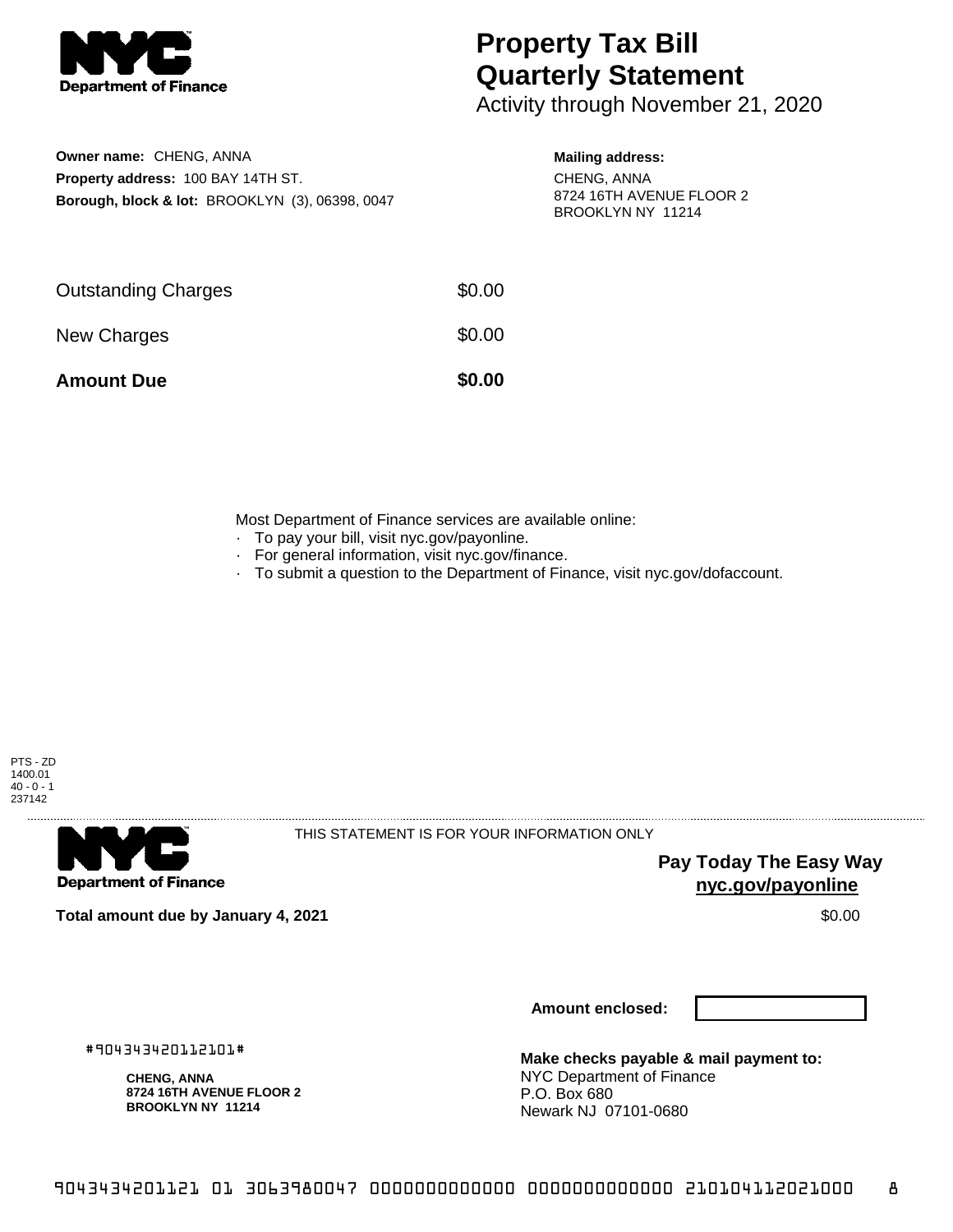**NYC Department of Finance**

# Property Tax Bill Quarterly Statement

Activity through November 21, 2020

**Owner name:** CHENG, ANNA
**Property address:** 100 BAY 14TH ST.
**Borough, block & lot:** BROOKLYN (3), 06398, 0047

**Mailing address:**
CHENG, ANNA
8724 16TH AVENUE FLOOR 2
BROOKLYN NY 11214

| | |
|---|---|
| Outstanding Charges | $0.00 |
| New Charges | $0.00 |
| **Amount Due** | **$0.00** |

Most Department of Finance services are available online:
- To pay your bill, visit nyc.gov/payonline.
- For general information, visit nyc.gov/finance.
- To submit a question to the Department of Finance, visit nyc.gov/dofaccount.

PTS - ZD
1400.01
40 - 0 - 1
237142

---

**NYC Department of Finance**

THIS STATEMENT IS FOR YOUR INFORMATION ONLY

**Pay Today The Easy Way**
**nyc.gov/payonline**

**Total amount due by January 4, 2021** $0.00

**Amount enclosed:**

#904343420112101#

**CHENG, ANNA**
**8724 16TH AVENUE FLOOR 2**
**BROOKLYN NY 11214**

**Make checks payable & mail payment to:**
NYC Department of Finance
P.O. Box 680
Newark NJ 07101-0680

9043434201121 01 3063980047 0000000000000 0000000000000 210104112021000 8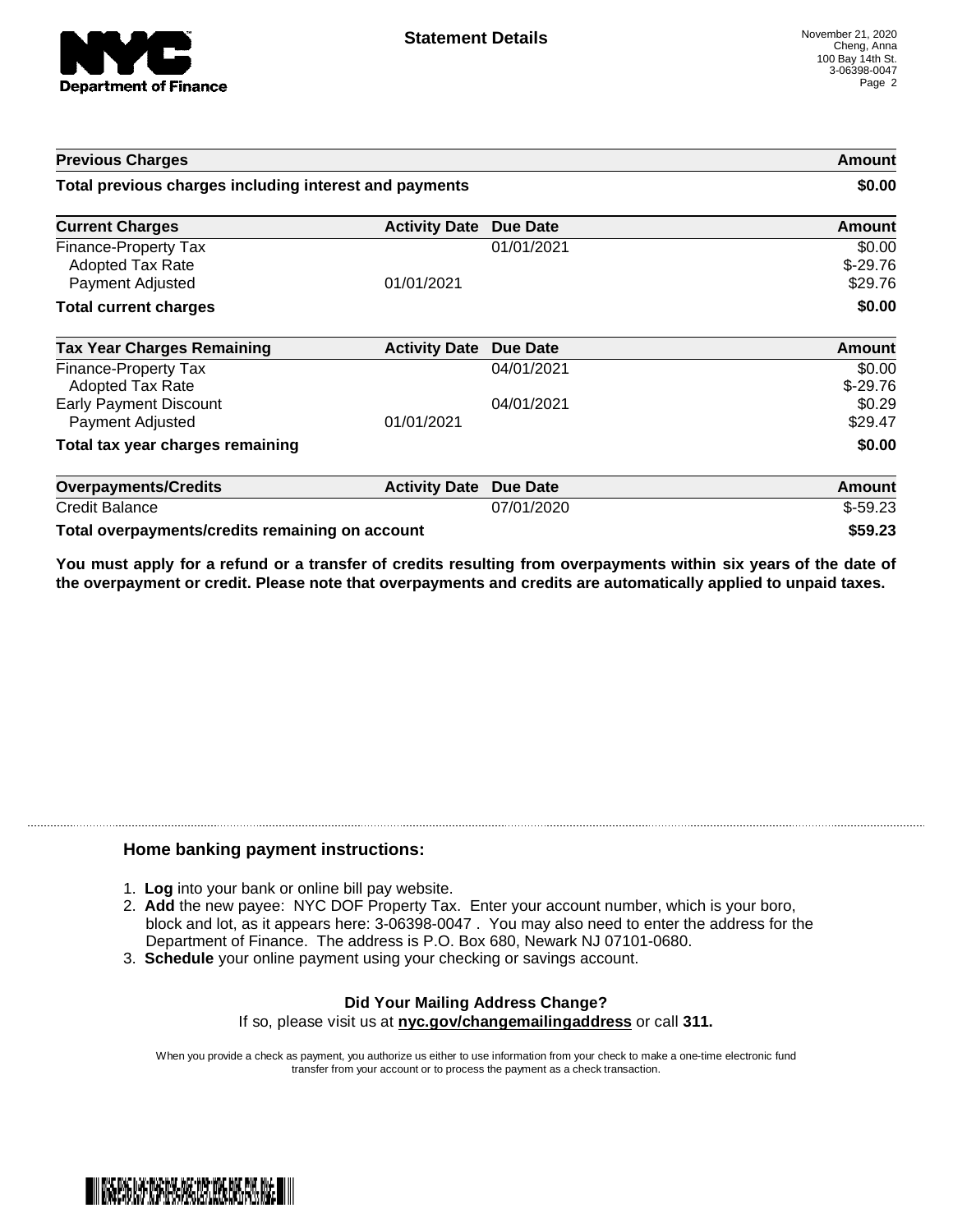**NYC Department of Finance**

## Statement Details

November 21, 2020
Cheng, Anna
100 Bay 14th St.
3-06398-0047

| Previous Charges | | | Amount |
|---|---|---|---|
| **Total previous charges including interest and payments** | | | **$0.00** |

| Current Charges | Activity Date | Due Date | Amount |
|---|---|---|---|
| Finance-Property Tax | | 01/01/2021 | $0.00 |
| Adopted Tax Rate | | | $-29.76 |
| Payment Adjusted | 01/01/2021 | | $29.76 |
| **Total current charges** | | | **$0.00** |

| Tax Year Charges Remaining | Activity Date | Due Date | Amount |
|---|---|---|---|
| Finance-Property Tax | | 04/01/2021 | $0.00 |
| Adopted Tax Rate | | | $-29.76 |
| Early Payment Discount | | 04/01/2021 | $0.29 |
| Payment Adjusted | 01/01/2021 | | $29.47 |
| **Total tax year charges remaining** | | | **$0.00** |

| Overpayments/Credits | Activity Date | Due Date | Amount |
|---|---|---|---|
| Credit Balance | | 07/01/2020 | $-59.23 |
| **Total overpayments/credits remaining on account** | | | **$59.23** |

**You must apply for a refund or a transfer of credits resulting from overpayments within six years of the date of the overpayment or credit. Please note that overpayments and credits are automatically applied to unpaid taxes.**

### Home banking payment instructions:

1. **Log** into your bank or online bill pay website.
2. **Add** the new payee: NYC DOF Property Tax. Enter your account number, which is your boro, block and lot, as it appears here: 3-06398-0047 . You may also need to enter the address for the Department of Finance. The address is P.O. Box 680, Newark NJ 07101-0680.
3. **Schedule** your online payment using your checking or savings account.

**Did Your Mailing Address Change?**
If so, please visit us at **nyc.gov/changemailingaddress** or call **311.**

When you provide a check as payment, you authorize us either to use information from your check to make a one-time electronic fund transfer from your account or to process the payment as a check transaction.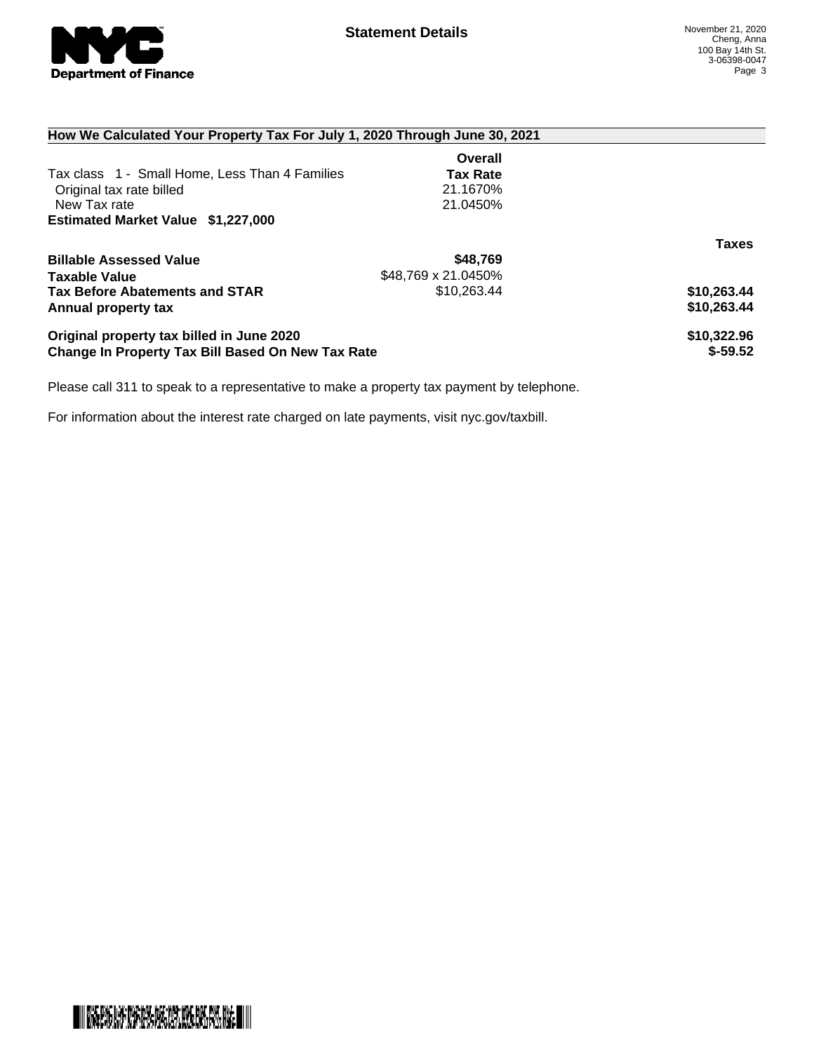## How We Calculated Your Property Tax For July 1, 2020 Through June 30, 2021

| | Overall Tax Rate | Taxes |
|---|---|---|
| Tax class 1 - Small Home, Less Than 4 Families | | |
| Original tax rate billed | 21.1670% | |
| New Tax rate | 21.0450% | |
| **Estimated Market Value $1,227,000** | | |
| **Billable Assessed Value** | **$48,769** | |
| **Taxable Value** | $48,769 x 21.0450% | |
| **Tax Before Abatements and STAR** | $10,263.44 | **$10,263.44** |
| **Annual property tax** | | **$10,263.44** |
| **Original property tax billed in June 2020** | | **$10,322.96** |
| **Change In Property Tax Bill Based On New Tax Rate** | | **$-59.52** |

Please call 311 to speak to a representative to make a property tax payment by telephone.

For information about the interest rate charged on late payments, visit nyc.gov/taxbill.